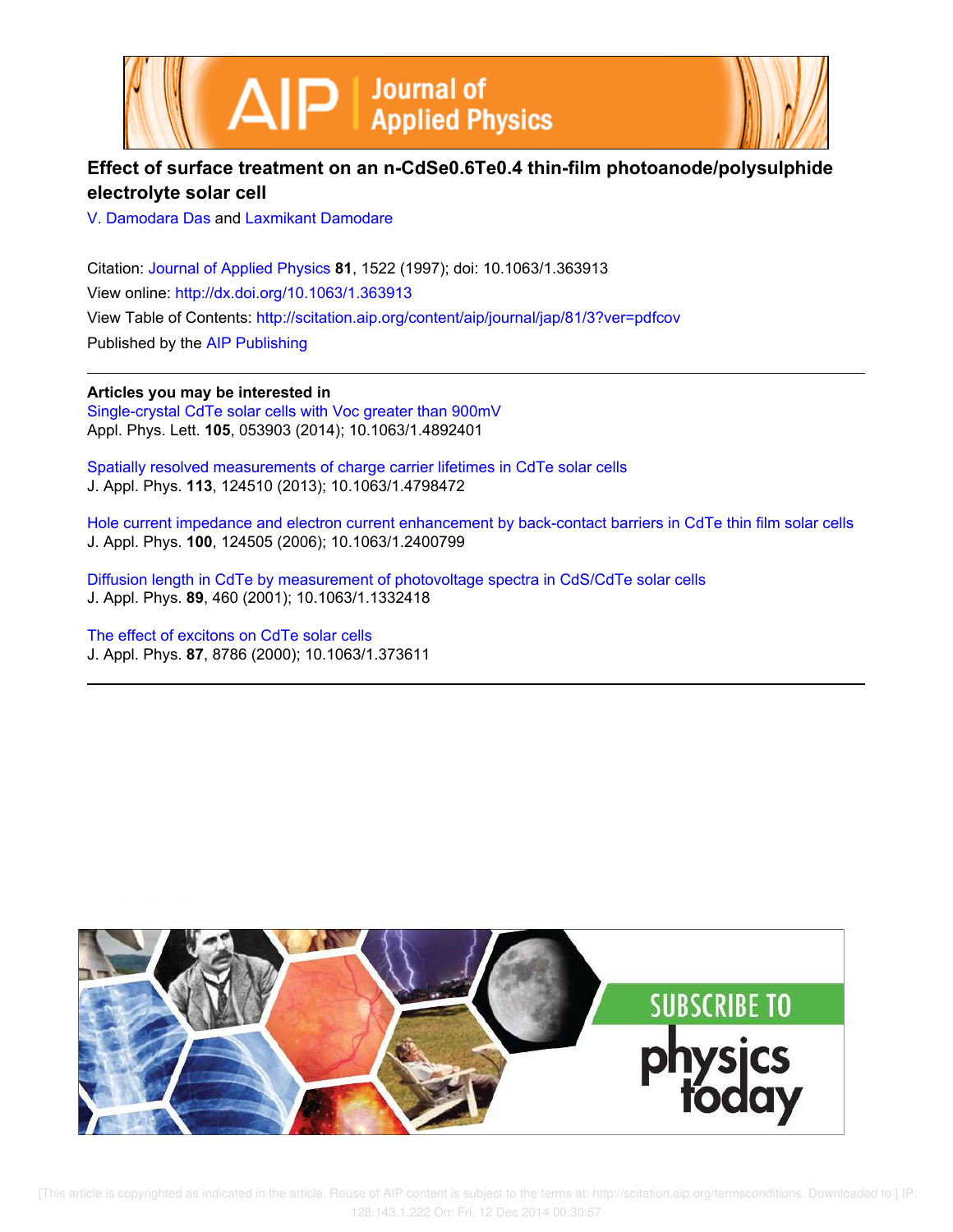# Effect of surface treatment on an n-CdSe0.6Te0.4 thin-film photoanode/polysulphide electrolyte solar cell

V. Damodara Das and Laxmikant Damodare

Citation: Journal of Applied Physics **81**, 1522 (1997); doi: 10.1063/1.363913

View online: http://dx.doi.org/10.1063/1.363913

View Table of Contents: http://scitation.aip.org/content/aip/journal/jap/81/3?ver=pdfcov

Published by the AIP Publishing

**Articles you may be interested in**

Single-crystal CdTe solar cells with Voc greater than 900mV
Appl. Phys. Lett. **105**, 053903 (2014); 10.1063/1.4892401

Spatially resolved measurements of charge carrier lifetimes in CdTe solar cells
J. Appl. Phys. **113**, 124510 (2013); 10.1063/1.4798472

Hole current impedance and electron current enhancement by back-contact barriers in CdTe thin film solar cells
J. Appl. Phys. **100**, 124505 (2006); 10.1063/1.2400799

Diffusion length in CdTe by measurement of photovoltage spectra in CdS/CdTe solar cells
J. Appl. Phys. **89**, 460 (2001); 10.1063/1.1332418

The effect of excitons on CdTe solar cells
J. Appl. Phys. **87**, 8786 (2000); 10.1063/1.373611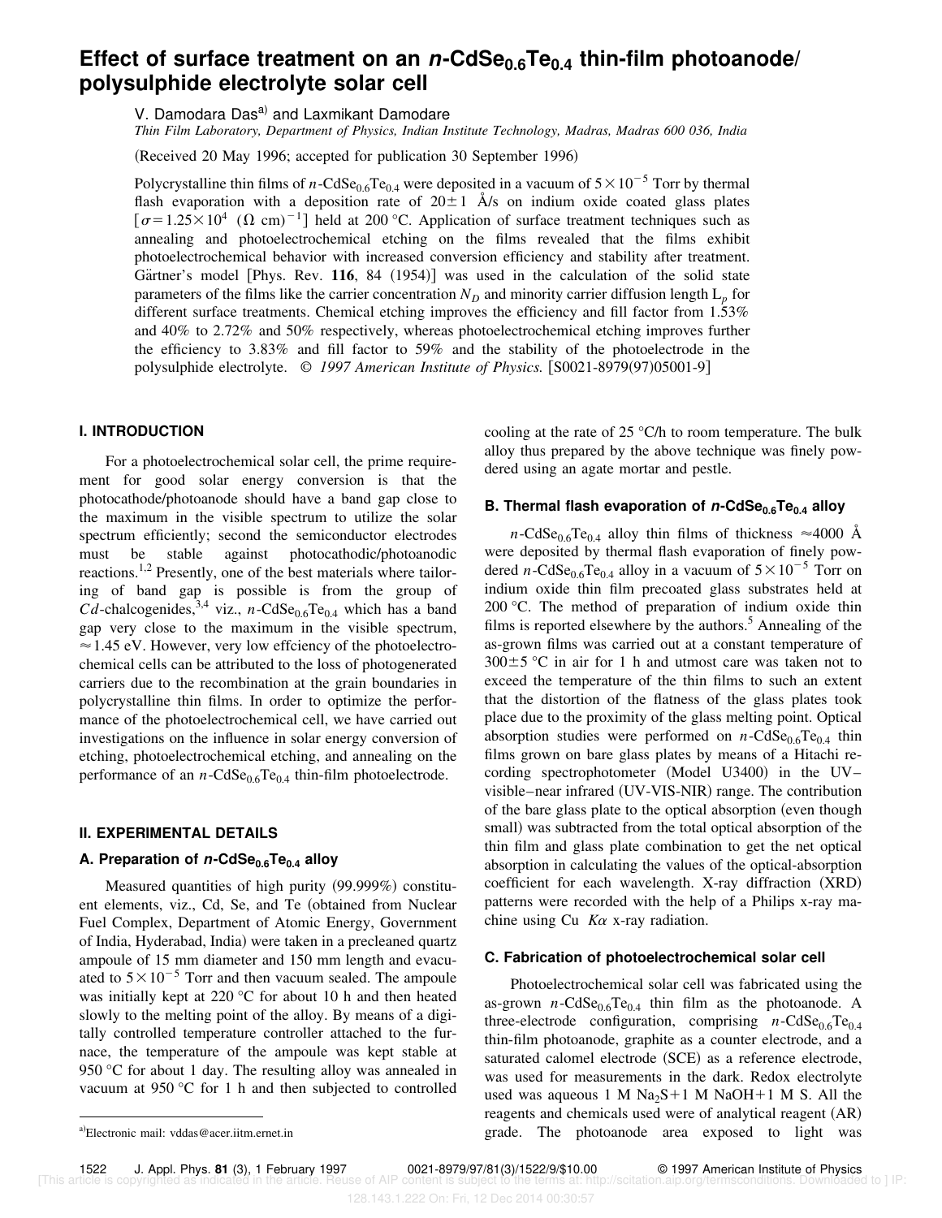# Effect of surface treatment on an $n$-$CdSe_{0.6}Te_{0.4}$ thin-film photoanode/polysulphide electrolyte solar cell

V. Damodara Das[a] and Laxmikant Damodare

*Thin Film Laboratory, Department of Physics, Indian Institute Technology, Madras, Madras 600 036, India*

(Received 20 May 1996; accepted for publication 30 September 1996)

Polycrystalline thin films of $n$-$CdSe_{0.6}Te_{0.4}$ were deposited in a vacuum of $5\times10^{-5}$ Torr by thermal flash evaporation with a deposition rate of $20\pm1$ Å/s on indium oxide coated glass plates $[\sigma=1.25\times10^{4}\ (\Omega\ \text{cm})^{-1}]$ held at 200 °C. Application of surface treatment techniques such as annealing and photoelectrochemical etching on the films revealed that the films exhibit photoelectrochemical behavior with increased conversion efficiency and stability after treatment. Gärtner's model [Phys. Rev. **116**, 84 (1954)] was used in the calculation of the solid state parameters of the films like the carrier concentration $N_D$ and minority carrier diffusion length $L_p$ for different surface treatments. Chemical etching improves the efficiency and fill factor from 1.53% and 40% to 2.72% and 50% respectively, whereas photoelectrochemical etching improves further the efficiency to 3.83% and fill factor to 59% and the stability of the photoelectrode in the polysulphide electrolyte. © *1997 American Institute of Physics.* [S0021-8979(97)05001-9]

## I. INTRODUCTION

For a photoelectrochemical solar cell, the prime requirement for good solar energy conversion is that the photocathode/photoanode should have a band gap close to the maximum in the visible spectrum to utilize the solar spectrum efficiently; second the semiconductor electrodes must be stable against photocathodic/photoanodic reactions.[1,2] Presently, one of the best materials where tailoring of band gap is possible is from the group of *Cd*-chalcogenides,[3,4] viz., $n$-$CdSe_{0.6}Te_{0.4}$ which has a band gap very close to the maximum in the visible spectrum, ≈1.45 eV. However, very low effciency of the photoelectrochemical cells can be attributed to the loss of photogenerated carriers due to the recombination at the grain boundaries in polycrystalline thin films. In order to optimize the performance of the photoelectrochemical cell, we have carried out investigations on the influence in solar energy conversion of etching, photoelectrochemical etching, and annealing on the performance of an $n$-$CdSe_{0.6}Te_{0.4}$ thin-film photoelectrode.

## II. EXPERIMENTAL DETAILS

### A. Preparation of $n$-$CdSe_{0.6}Te_{0.4}$ alloy

Measured quantities of high purity (99.999%) constituent elements, viz., Cd, Se, and Te (obtained from Nuclear Fuel Complex, Department of Atomic Energy, Government of India, Hyderabad, India) were taken in a precleaned quartz ampoule of 15 mm diameter and 150 mm length and evacuated to $5\times10^{-5}$ Torr and then vacuum sealed. The ampoule was initially kept at 220 °C for about 10 h and then heated slowly to the melting point of the alloy. By means of a digitally controlled temperature controller attached to the furnace, the temperature of the ampoule was kept stable at 950 °C for about 1 day. The resulting alloy was annealed in vacuum at 950 °C for 1 h and then subjected to controlled cooling at the rate of 25 °C/h to room temperature. The bulk alloy thus prepared by the above technique was finely powdered using an agate mortar and pestle.

### B. Thermal flash evaporation of $n$-$CdSe_{0.6}Te_{0.4}$ alloy

$n$-$CdSe_{0.6}Te_{0.4}$ alloy thin films of thickness ≈4000 Å were deposited by thermal flash evaporation of finely powdered $n$-$CdSe_{0.6}Te_{0.4}$ alloy in a vacuum of $5\times10^{-5}$ Torr on indium oxide thin film precoated glass substrates held at 200 °C. The method of preparation of indium oxide thin films is reported elsewhere by the authors.[5] Annealing of the as-grown films was carried out at a constant temperature of $300\pm5$ °C in air for 1 h and utmost care was taken not to exceed the temperature of the thin films to such an extent that the distortion of the flatness of the glass plates took place due to the proximity of the glass melting point. Optical absorption studies were performed on $n$-$CdSe_{0.6}Te_{0.4}$ thin films grown on bare glass plates by means of a Hitachi recording spectrophotometer (Model U3400) in the UV–visible–near infrared (UV-VIS-NIR) range. The contribution of the bare glass plate to the optical absorption (even though small) was subtracted from the total optical absorption of the thin film and glass plate combination to get the net optical absorption in calculating the values of the optical-absorption coefficient for each wavelength. X-ray diffraction (XRD) patterns were recorded with the help of a Philips x-ray machine using Cu $K\alpha$ x-ray radiation.

### C. Fabrication of photoelectrochemical solar cell

Photoelectrochemical solar cell was fabricated using the as-grown $n$-$CdSe_{0.6}Te_{0.4}$ thin film as the photoanode. A three-electrode configuration, comprising $n$-$CdSe_{0.6}Te_{0.4}$ thin-film photoanode, graphite as a counter electrode, and a saturated calomel electrode (SCE) as a reference electrode, was used for measurements in the dark. Redox electrolyte used was aqueous 1 M $Na_2S$+1 M NaOH+1 M S. All the reagents and chemicals used were of analytical reagent (AR) grade. The photoanode area exposed to light was

[a]Electronic mail: vddas@acer.iitm.ernet.in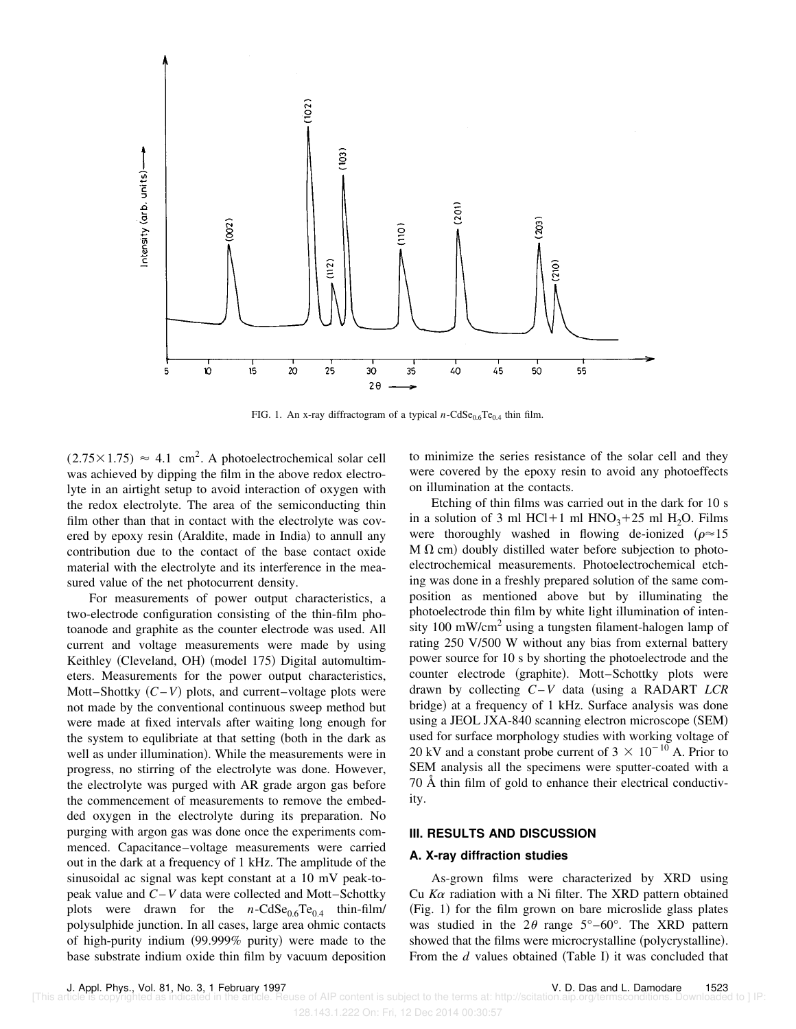FIG. 1. An x-ray diffractogram of a typical $n$-$CdSe_{0.6}Te_{0.4}$ thin film.

$(2.75\times 1.75) \approx 4.1\ cm^2$. A photoelectrochemical solar cell was achieved by dipping the film in the above redox electrolyte in an airtight setup to avoid interaction of oxygen with the redox electrolyte. The area of the semiconducting thin film other than that in contact with the electrolyte was covered by epoxy resin (Araldite, made in India) to annull any contribution due to the contact of the base contact oxide material with the electrolyte and its interference in the measured value of the net photocurrent density.

For measurements of power output characteristics, a two-electrode configuration consisting of the thin-film photoanode and graphite as the counter electrode was used. All current and voltage measurements were made by using Keithley (Cleveland, OH) (model 175) Digital automultimeters. Measurements for the power output characteristics, Mott–Shottky ($C$–$V$) plots, and current–voltage plots were not made by the conventional continuous sweep method but were made at fixed intervals after waiting long enough for the system to equlibriate at that setting (both in the dark as well as under illumination). While the measurements were in progress, no stirring of the electrolyte was done. However, the electrolyte was purged with AR grade argon gas before the commencement of measurements to remove the embedded oxygen in the electrolyte during its preparation. No purging with argon gas was done once the experiments commenced. Capacitance–voltage measurements were carried out in the dark at a frequency of 1 kHz. The amplitude of the sinusoidal ac signal was kept constant at a 10 mV peak-to-peak value and $C$–$V$ data were collected and Mott–Schottky plots were drawn for the $n$-$CdSe_{0.6}Te_{0.4}$ thin-film/polysulphide junction. In all cases, large area ohmic contacts of high-purity indium (99.999% purity) were made to the base substrate indium oxide thin film by vacuum deposition to minimize the series resistance of the solar cell and they were covered by the epoxy resin to avoid any photoeffects on illumination at the contacts.

Etching of thin films was carried out in the dark for 10 s in a solution of 3 ml $HCl$+1 ml $HNO_3$+25 ml $H_2O$. Films were thoroughly washed in flowing de-ionized ($\rho\approx 15$ M $\Omega$ cm) doubly distilled water before subjection to photoelectrochemical measurements. Photoelectrochemical etching was done in a freshly prepared solution of the same composition as mentioned above but by illuminating the photoelectrode thin film by white light illumination of intensity 100 $mW/cm^2$ using a tungsten filament-halogen lamp of rating 250 V/500 W without any bias from external battery power source for 10 s by shorting the photoelectrode and the counter electrode (graphite). Mott–Schottky plots were drawn by collecting $C$–$V$ data (using a RADART *LCR* bridge) at a frequency of 1 kHz. Surface analysis was done using a JEOL JXA-840 scanning electron microscope (SEM) used for surface morphology studies with working voltage of 20 kV and a constant probe current of $3\times 10^{-10}$ A. Prior to SEM analysis all the specimens were sputter-coated with a 70 Å thin film of gold to enhance their electrical conductivity.

## III. RESULTS AND DISCUSSION

### A. X-ray diffraction studies

As-grown films were characterized by XRD using Cu $K\alpha$ radiation with a Ni filter. The XRD pattern obtained (Fig. 1) for the film grown on bare microslide glass plates was studied in the $2\theta$ range 5°–60°. The XRD pattern showed that the films were microcrystalline (polycrystalline). From the $d$ values obtained (Table I) it was concluded that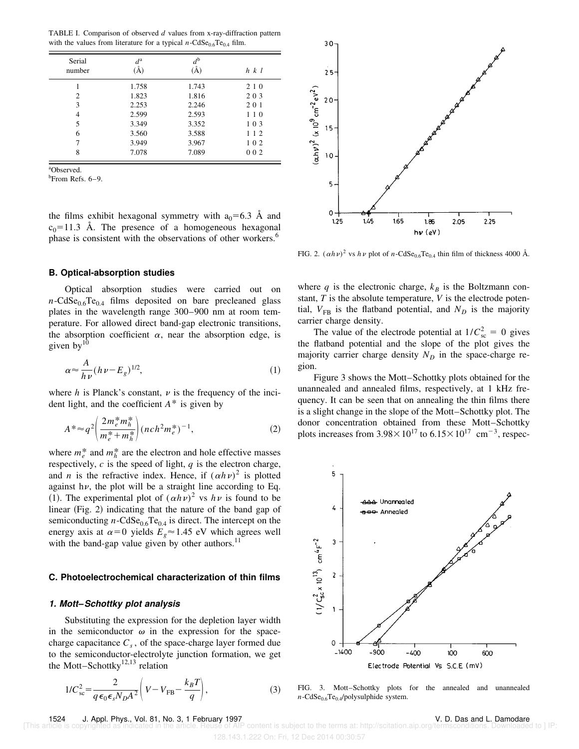TABLE I. Comparison of observed $d$ values from x-ray-diffraction pattern with the values from literature for a typical $n$-$CdSe_{0.6}Te_{0.4}$ film.

| Serial number | $d^a$ (Å) | $d^b$ (Å) | $h\ k\ l$ |
|---|---|---|---|
| 1 | 1.758 | 1.743 | 2 1 0 |
| 2 | 1.823 | 1.816 | 2 0 3 |
| 3 | 2.253 | 2.246 | 2 0 1 |
| 4 | 2.599 | 2.593 | 1 1 0 |
| 5 | 3.349 | 3.352 | 1 0 3 |
| 6 | 3.560 | 3.588 | 1 1 2 |
| 7 | 3.949 | 3.967 | 1 0 2 |
| 8 | 7.078 | 7.089 | 0 0 2 |

[a]Observed.
[b]From Refs. 6–9.

the films exhibit hexagonal symmetry with $a_0$=6.3 Å and $c_0$=11.3 Å. The presence of a homogeneous hexagonal phase is consistent with the observations of other workers.[6]

### B. Optical-absorption studies

Optical absorption studies were carried out on $n$-$CdSe_{0.6}Te_{0.4}$ films deposited on bare precleaned glass plates in the wavelength range 300–900 nm at room temperature. For allowed direct band-gap electronic transitions, the absorption coefficient $\alpha$, near the absorption edge, is given by[10]

$$\alpha \approx \frac{A}{h\nu}(h\nu - E_g)^{1/2}, \tag{1}$$

where $h$ is Planck's constant, $\nu$ is the frequency of the incident light, and the coefficient $A^*$ is given by

$$A^* \approx q^2\left(\frac{2m_e^* m_h^*}{m_e^* + m_h^*}\right)(nch^2 m_e^*)^{-1}, \tag{2}$$

where $m_e^*$ and $m_h^*$ are the electron and hole effective masses respectively, $c$ is the speed of light, $q$ is the electron charge, and $n$ is the refractive index. Hence, if $(\alpha h\nu)^2$ is plotted against h$\nu$, the plot will be a straight line according to Eq. (1). The experimental plot of $(\alpha h\nu)^2$ vs $h\nu$ is found to be linear (Fig. 2) indicating that the nature of the band gap of semiconducting $n$-$CdSe_{0.6}Te_{0.4}$ is direct. The intercept on the energy axis at $\alpha$=0 yields $E_g \approx 1.45$ eV which agrees well with the band-gap value given by other authors.[11]

FIG. 2. $(\alpha h\nu)^2$ vs $h\nu$ plot of $n$-$CdSe_{0.6}Te_{0.4}$ thin film of thickness 4000 Å.

### C. Photoelectrochemical characterization of thin films

#### 1. Mott–Schottky plot analysis

Substituting the expression for the depletion layer width in the semiconductor $\omega$ in the expression for the space-charge capacitance $C_s$, of the space-charge layer formed due to the semiconductor-electrolyte junction formation, we get the Mott–Schottky[12,13] relation

$$1/C_{sc}^2 = \frac{2}{q\epsilon_0\epsilon_s N_D A^2}\left(V - V_{FB} - \frac{k_B T}{q}\right), \tag{3}$$

where $q$ is the electronic charge, $k_B$ is the Boltzmann constant, $T$ is the absolute temperature, $V$ is the electrode potential, $V_{FB}$ is the flatband potential, and $N_D$ is the majority carrier charge density.

The value of the electrode potential at $1/C_{sc}^2 = 0$ gives the flatband potential and the slope of the plot gives the majority carrier charge density $N_D$ in the space-charge region.

Figure 3 shows the Mott–Schottky plots obtained for the unannealed and annealed films, respectively, at 1 kHz frequency. It can be seen that on annealing the thin films there is a slight change in the slope of the Mott–Schottky plot. The donor concentration obtained from these Mott–Schottky plots increases from $3.98\times10^{17}$ to $6.15\times10^{17}$ cm$^{-3}$, respec-

FIG. 3. Mott–Schottky plots for the annealed and unannealed $n$-$CdSe_{0.6}Te_{0.4}$/polysulphide system.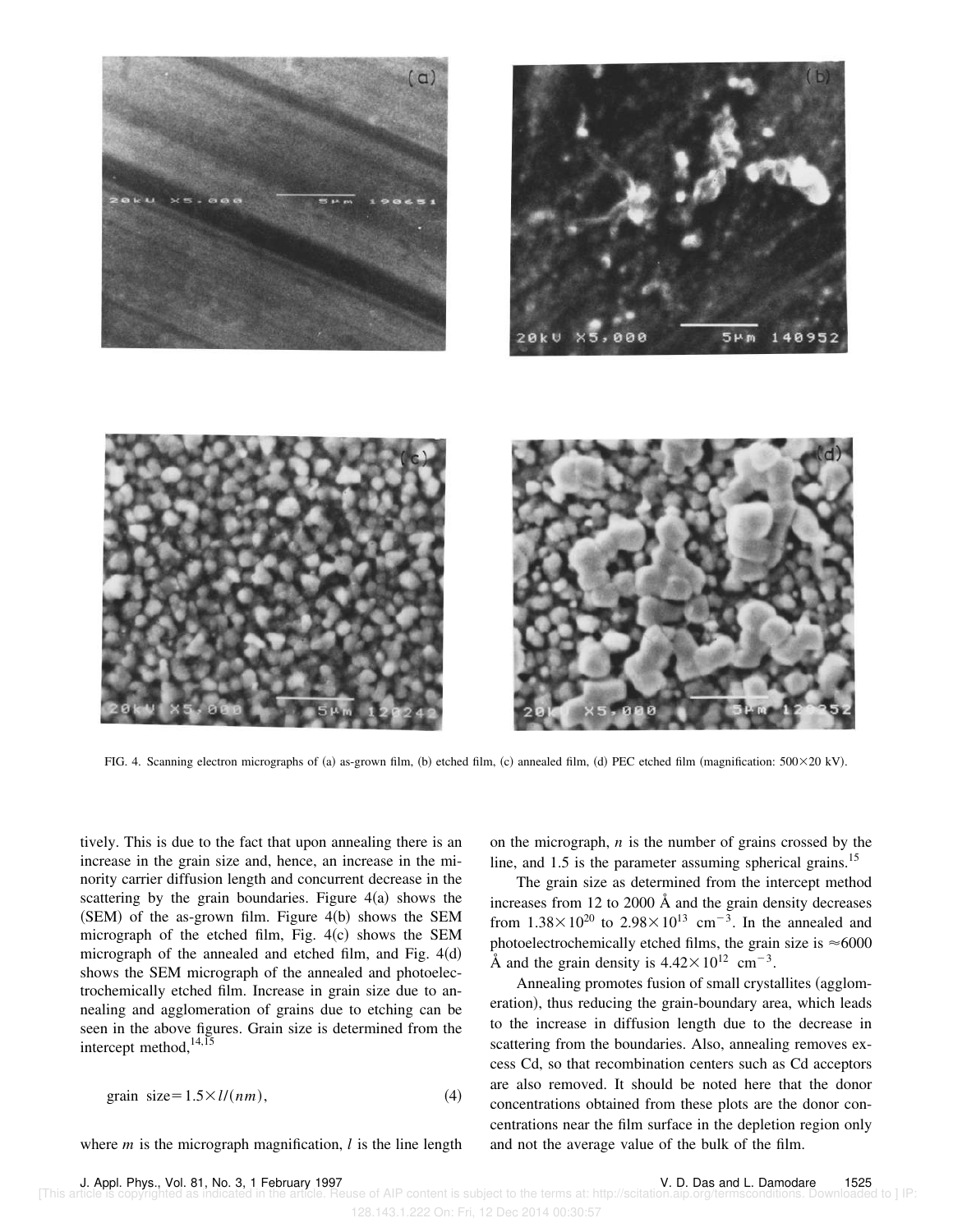FIG. 4. Scanning electron micrographs of (a) as-grown film, (b) etched film, (c) annealed film, (d) PEC etched film (magnification: 500×20 kV).

tively. This is due to the fact that upon annealing there is an increase in the grain size and, hence, an increase in the minority carrier diffusion length and concurrent decrease in the scattering by the grain boundaries. Figure 4(a) shows the (SEM) of the as-grown film. Figure 4(b) shows the SEM micrograph of the etched film, Fig. 4(c) shows the SEM micrograph of the annealed and etched film, and Fig. 4(d) shows the SEM micrograph of the annealed and photoelectrochemically etched film. Increase in grain size due to annealing and agglomeration of grains due to etching can be seen in the above figures. Grain size is determined from the intercept method,[14,15]

$$\text{grain size} = 1.5 \times l/(nm), \tag{4}$$

where $m$ is the micrograph magnification, $l$ is the line length on the micrograph, $n$ is the number of grains crossed by the line, and 1.5 is the parameter assuming spherical grains.[15]

The grain size as determined from the intercept method increases from 12 to 2000 Å and the grain density decreases from $1.38\times10^{20}$ to $2.98\times10^{13}$ $\text{cm}^{-3}$. In the annealed and photoelectrochemically etched films, the grain size is $\approx$6000 Å and the grain density is $4.42\times10^{12}$ $\text{cm}^{-3}$.

Annealing promotes fusion of small crystallites (agglomeration), thus reducing the grain-boundary area, which leads to the increase in diffusion length due to the decrease in scattering from the boundaries. Also, annealing removes excess Cd, so that recombination centers such as Cd acceptors are also removed. It should be noted here that the donor concentrations obtained from these plots are the donor concentrations near the film surface in the depletion region only and not the average value of the bulk of the film.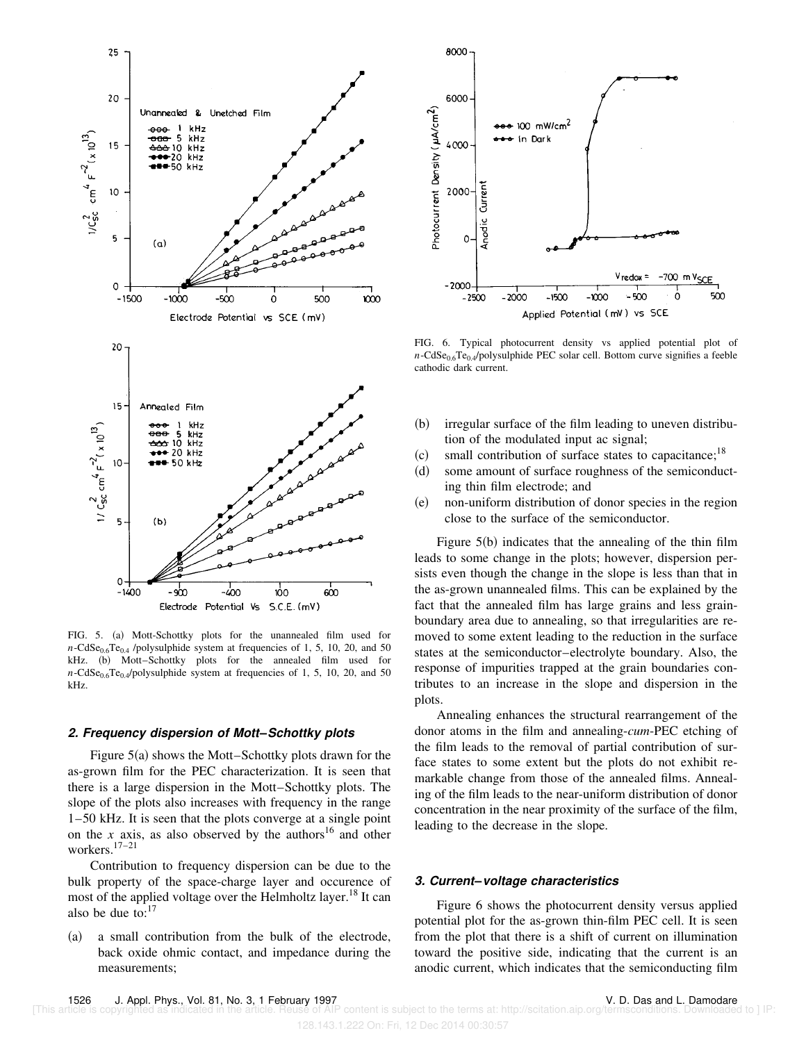FIG. 5. (a) Mott-Schottky plots for the unannealed film used for $n$-$CdSe_{0.6}Te_{0.4}$ /polysulphide system at frequencies of 1, 5, 10, 20, and 50 kHz. (b) Mott–Schottky plots for the annealed film used for $n$-$CdSe_{0.6}Te_{0.4}$/polysulphide system at frequencies of 1, 5, 10, 20, and 50 kHz.

FIG. 6. Typical photocurrent density vs applied potential plot of $n$-$CdSe_{0.6}Te_{0.4}$/polysulphide PEC solar cell. Bottom curve signifies a feeble cathodic dark current.

### 2. Frequency dispersion of Mott–Schottky plots

Figure 5(a) shows the Mott–Schottky plots drawn for the as-grown film for the PEC characterization. It is seen that there is a large dispersion in the Mott–Schottky plots. The slope of the plots also increases with frequency in the range 1–50 kHz. It is seen that the plots converge at a single point on the $x$ axis, as also observed by the authors[16] and other workers.[17–21]

Contribution to frequency dispersion can be due to the bulk property of the space-charge layer and occurence of most of the applied voltage over the Helmholtz layer.[18] It can also be due to:[17]

(a) a small contribution from the bulk of the electrode, back oxide ohmic contact, and impedance during the measurements;
(b) irregular surface of the film leading to uneven distribution of the modulated input ac signal;
(c) small contribution of surface states to capacitance;[18]
(d) some amount of surface roughness of the semiconducting thin film electrode; and
(e) non-uniform distribution of donor species in the region close to the surface of the semiconductor.

Figure 5(b) indicates that the annealing of the thin film leads to some change in the plots; however, dispersion persists even though the change in the slope is less than that in the as-grown unannealed films. This can be explained by the fact that the annealed film has large grains and less grain-boundary area due to annealing, so that irregularities are removed to some extent leading to the reduction in the surface states at the semiconductor–electrolyte boundary. Also, the response of impurities trapped at the grain boundaries contributes to an increase in the slope and dispersion in the plots.

Annealing enhances the structural rearrangement of the donor atoms in the film and annealing-*cum*-PEC etching of the film leads to the removal of partial contribution of surface states to some extent but the plots do not exhibit remarkable change from those of the annealed films. Annealing of the film leads to the near-uniform distribution of donor concentration in the near proximity of the surface of the film, leading to the decrease in the slope.

### 3. Current–voltage characteristics

Figure 6 shows the photocurrent density versus applied potential plot for the as-grown thin-film PEC cell. It is seen from the plot that there is a shift of current on illumination toward the positive side, indicating that the current is an anodic current, which indicates that the semiconducting film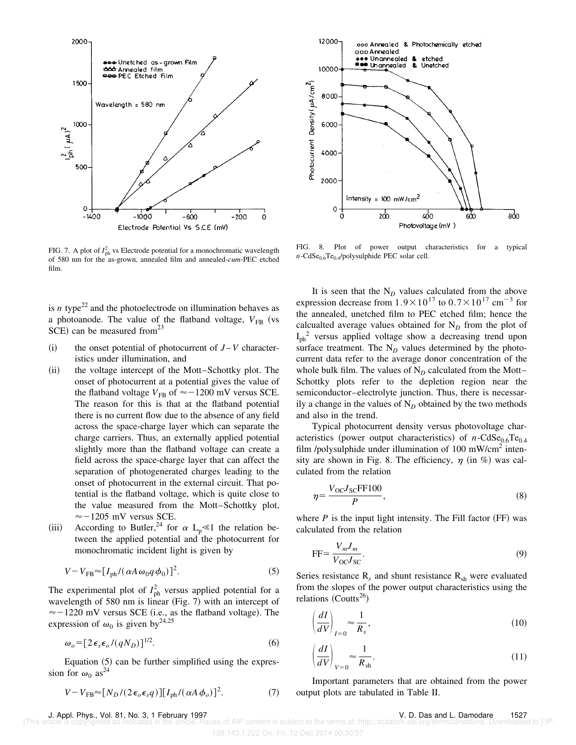FIG. 7. A plot of $I_{ph}^2$ vs Electrode potential for a monochromatic wavelength of 580 nm for the as-grown, annealed film and annealed-*cum*-PEC etched film.

FIG. 8. Plot of power output characteristics for a typical $n$-$CdSe_{0.6}Te_{0.4}$/polysulphide PEC solar cell.

is $n$ type[22] and the photoelectrode on illumination behaves as a photoanode. The value of the flatband voltage, $V_{FB}$ (vs SCE) can be measured from[23]

(i) the onset potential of photocurrent of $J$–$V$ characteristics under illumination, and

(ii) the voltage intercept of the Mott–Schottky plot. The onset of photocurrent at a potential gives the value of the flatband voltage $V_{FB}$ of $\approx -1200$ mV versus SCE. The reason for this is that at the flatband potential there is no current flow due to the absence of any field across the space-charge layer which can separate the charge carriers. Thus, an externally applied potential slightly more than the flatband voltage can create a field across the space-charge layer that can affect the separation of photogenerated charges leading to the onset of photocurrent in the external circuit. That potential is the flatband voltage, which is quite close to the value measured from the Mott–Schottky plot, $\approx -1205$ mV versus SCE.

(iii) According to Butler,[24] for $\alpha$ $L_p \ll 1$ the relation between the applied potential and the photocurrent for monochromatic incident light is given by

$$V - V_{FB} \approx [I_{ph}/(\alpha A \omega_0 q \phi_0)]^2. \tag{5}$$

The experimental plot of $I_{ph}^2$ versus applied potential for a wavelength of 580 nm is linear (Fig. 7) with an intercept of $\approx -1220$ mV versus SCE (i.e., as the flatband voltage). The expression of $\omega_0$ is given by[24,25]

$$\omega_o = [2\epsilon_s \epsilon_o/(qN_D)]^{1/2}. \tag{6}$$

Equation (5) can be further simplified using the expression for $\omega_0$ as[24]

$$V - V_{FB} \approx [N_D/(2\epsilon_o \epsilon_s q)][I_{ph}/(\alpha A \phi_o)]^2. \tag{7}$$

It is seen that the $N_D$ values calculated from the above expression decrease from $1.9 \times 10^{17}$ to $0.7 \times 10^{17}$ cm$^{-3}$ for the annealed, unetched film to PEC etched film; hence the calcualted average values obtained for $N_D$ from the plot of $I_{ph}^2$ versus applied voltage show a decreasing trend upon surface treatment. The $N_D$ values determined by the photocurrent data refer to the average donor concentration of the whole bulk film. The values of $N_D$ calculated from the Mott–Schottky plots refer to the depletion region near the semiconductor–electrolyte junction. Thus, there is necessarily a change in the values of $N_D$ obtained by the two methods and also in the trend.

Typical photocurrent density versus photovoltage characteristics (power output characteristics) of $n$-$CdSe_{0.6}Te_{0.4}$ film /polysulphide under illumination of 100 mW/cm$^2$ intensity are shown in Fig. 8. The efficiency, $\eta$ (in %) was calculated from the relation

$$\eta = \frac{V_{OC} J_{SC} \mathrm{FF} 100}{P}, \tag{8}$$

where $P$ is the input light intensity. The Fill factor (FF) was calculated from the relation

$$\mathrm{FF} = \frac{V_m J_m}{V_{OC} J_{SC}}. \tag{9}$$

Series resistance $R_s$ and shunt resistance $R_{sh}$ were evaluated from the slopes of the power output characteristics using the relations (Coutts[26])

$$\left(\frac{dI}{dV}\right)_{I=0} \approx \frac{1}{R_s}, \tag{10}$$

$$\left(\frac{dI}{dV}\right)_{V=0} \approx \frac{1}{R_{sh}}. \tag{11}$$

Important parameters that are obtained from the power output plots are tabulated in Table II.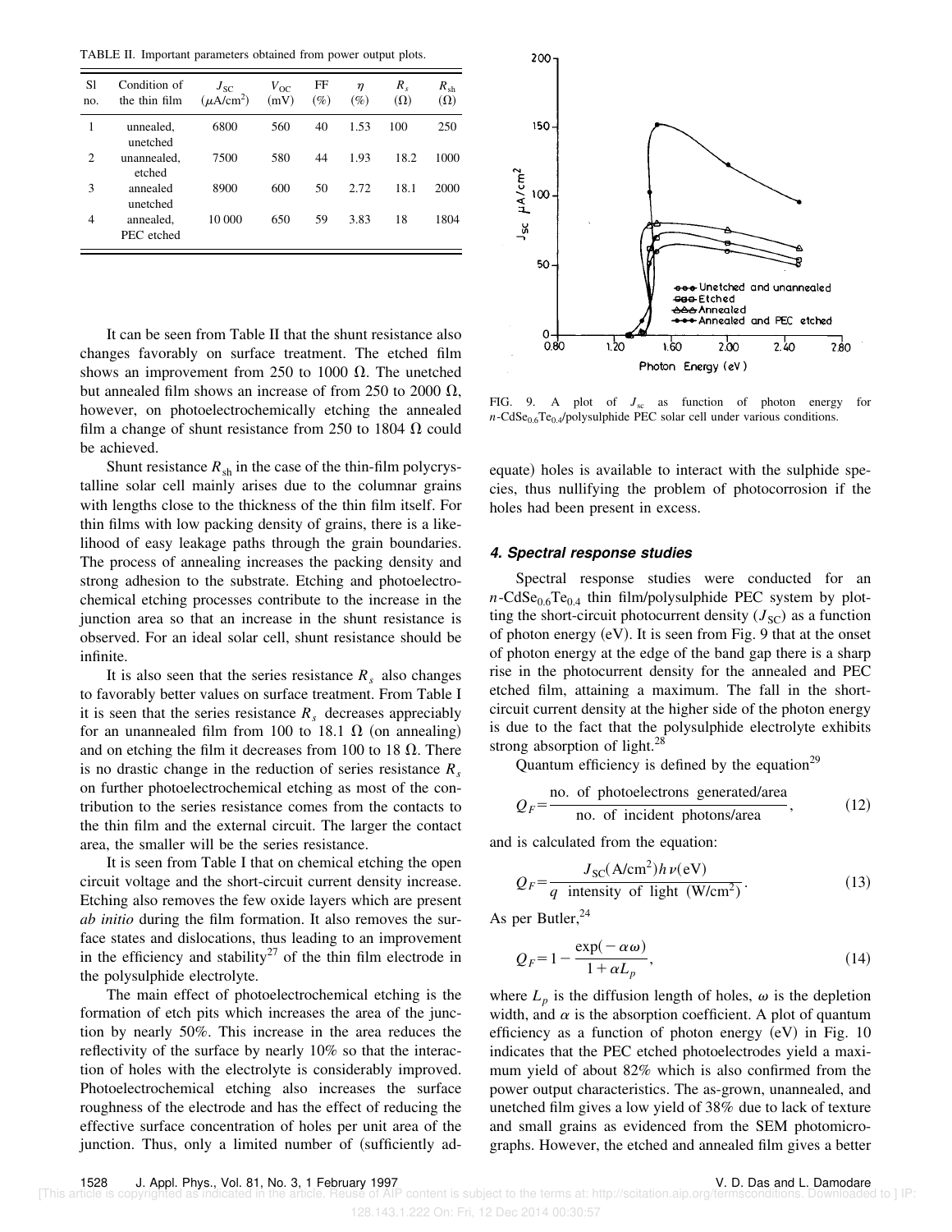TABLE II. Important parameters obtained from power output plots.

| Sl no. | Condition of the thin film | $J_{SC}$ ($\mu$A/cm$^2$) | $V_{OC}$ (mV) | FF (%) | $\eta$ (%) | $R_s$ ($\Omega$) | $R_{sh}$ ($\Omega$) |
|---|---|---|---|---|---|---|---|
| 1 | unnealed, unetched | 6800 | 560 | 40 | 1.53 | 100 | 250 |
| 2 | unannealed, etched | 7500 | 580 | 44 | 1.93 | 18.2 | 1000 |
| 3 | annealed unetched | 8900 | 600 | 50 | 2.72 | 18.1 | 2000 |
| 4 | annealed, PEC etched | 10 000 | 650 | 59 | 3.83 | 18 | 1804 |

It can be seen from Table II that the shunt resistance also changes favorably on surface treatment. The etched film shows an improvement from 250 to 1000 Ω. The unetched but annealed film shows an increase of from 250 to 2000 Ω, however, on photoelectrochemically etching the annealed film a change of shunt resistance from 250 to 1804 Ω could be achieved.

Shunt resistance $R_{sh}$ in the case of the thin-film polycrystalline solar cell mainly arises due to the columnar grains with lengths close to the thickness of the thin film itself. For thin films with low packing density of grains, there is a likelihood of easy leakage paths through the grain boundaries. The process of annealing increases the packing density and strong adhesion to the substrate. Etching and photoelectrochemical etching processes contribute to the increase in the junction area so that an increase in the shunt resistance is observed. For an ideal solar cell, shunt resistance should be infinite.

It is also seen that the series resistance $R_s$ also changes to favorably better values on surface treatment. From Table I it is seen that the series resistance $R_s$ decreases appreciably for an unannealed film from 100 to 18.1 Ω (on annealing) and on etching the film it decreases from 100 to 18 Ω. There is no drastic change in the reduction of series resistance $R_s$ on further photoelectrochemical etching as most of the contribution to the series resistance comes from the contacts to the thin film and the external circuit. The larger the contact area, the smaller will be the series resistance.

It is seen from Table I that on chemical etching the open circuit voltage and the short-circuit current density increase. Etching also removes the few oxide layers which are present *ab initio* during the film formation. It also removes the surface states and dislocations, thus leading to an improvement in the efficiency and stability[27] of the thin film electrode in the polysulphide electrolyte.

The main effect of photoelectrochemical etching is the formation of etch pits which increases the area of the junction by nearly 50%. This increase in the area reduces the reflectivity of the surface by nearly 10% so that the interaction of holes with the electrolyte is considerably improved. Photoelectrochemical etching also increases the surface roughness of the electrode and has the effect of reducing the effective surface concentration of holes per unit area of the junction. Thus, only a limited number of (sufficiently adequate) holes is available to interact with the sulphide species, thus nullifying the problem of photocorrosion if the holes had been present in excess.

FIG. 9. A plot of $J_{sc}$ as function of photon energy for $n$-$CdSe_{0.6}Te_{0.4}$/polysulphide PEC solar cell under various conditions.

#### 4. Spectral response studies

Spectral response studies were conducted for an $n$-$CdSe_{0.6}Te_{0.4}$ thin film/polysulphide PEC system by plotting the short-circuit photocurrent density ($J_{SC}$) as a function of photon energy (eV). It is seen from Fig. 9 that at the onset of photon energy at the edge of the band gap there is a sharp rise in the photocurrent density for the annealed and PEC etched film, attaining a maximum. The fall in the short-circuit current density at the higher side of the photon energy is due to the fact that the polysulphide electrolyte exhibits strong absorption of light.[28]

Quantum efficiency is defined by the equation[29]

$$Q_F = \frac{\text{no. of photoelectrons generated/area}}{\text{no. of incident photons/area}}, \tag{12}$$

and is calculated from the equation:

$$Q_F = \frac{J_{SC}(\text{A/cm}^2)h\nu(\text{eV})}{q \ \text{intensity of light (W/cm}^2)}. \tag{13}$$

As per Butler,[24]

$$Q_F = 1 - \frac{\exp(-\alpha\omega)}{1+\alpha L_p}, \tag{14}$$

where $L_p$ is the diffusion length of holes, $\omega$ is the depletion width, and $\alpha$ is the absorption coefficient. A plot of quantum efficiency as a function of photon energy (eV) in Fig. 10 indicates that the PEC etched photoelectrodes yield a maximum yield of about 82% which is also confirmed from the power output characteristics. The as-grown, unannealed, and unetched film gives a low yield of 38% due to lack of texture and small grains as evidenced from the SEM photomicrographs. However, the etched and annealed film gives a better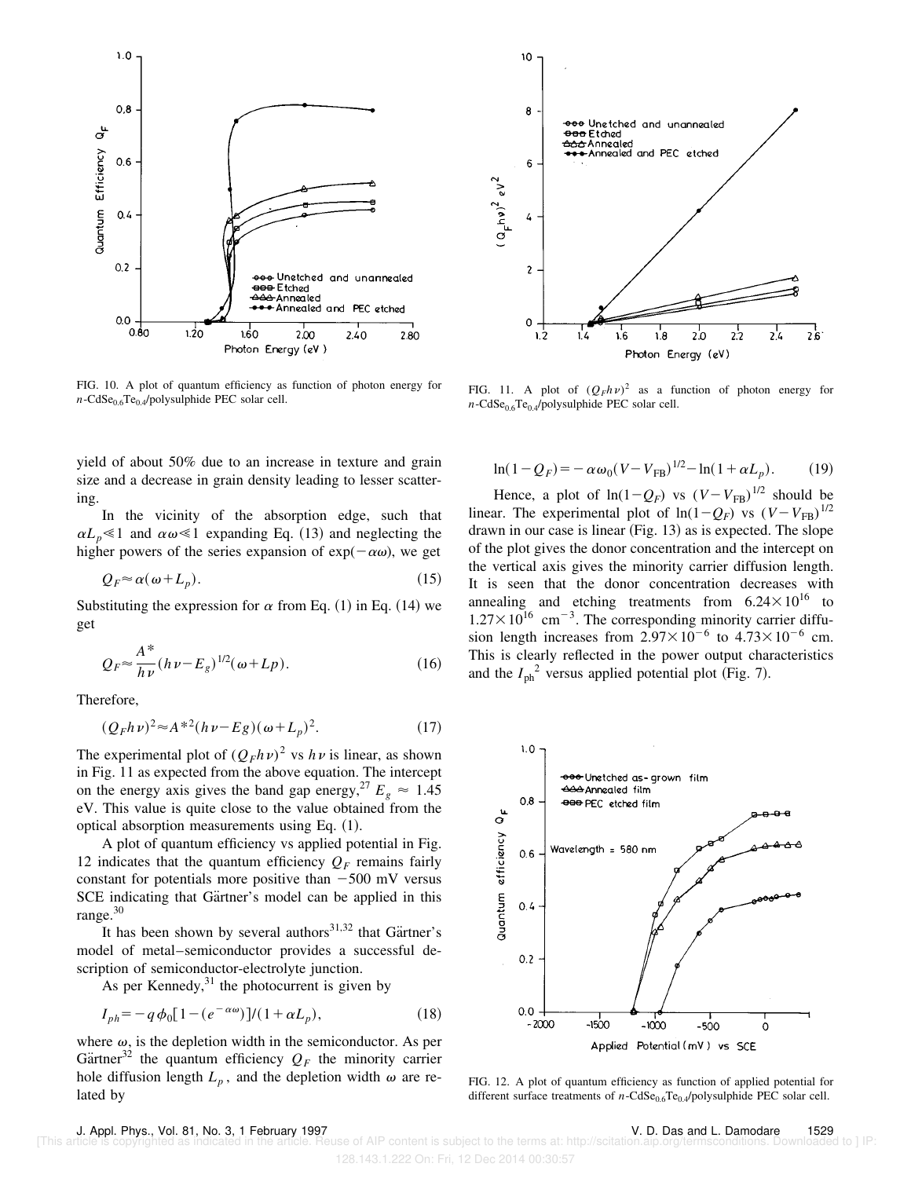FIG. 10. A plot of quantum efficiency as function of photon energy for $n$-$CdSe_{0.6}Te_{0.4}$/polysulphide PEC solar cell.

FIG. 11. A plot of $(Q_F h\nu)^2$ as a function of photon energy for $n$-$CdSe_{0.6}Te_{0.4}$/polysulphide PEC solar cell.

yield of about 50% due to an increase in texture and grain size and a decrease in grain density leading to lesser scattering.

In the vicinity of the absorption edge, such that $\alpha L_p \ll 1$ and $\alpha\omega \ll 1$ expanding Eq. (13) and neglecting the higher powers of the series expansion of $\exp(-\alpha\omega)$, we get

$$Q_F \approx \alpha(\omega + L_p). \tag{15}$$

Substituting the expression for $\alpha$ from Eq. (1) in Eq. (14) we get

$$Q_F \approx \frac{A^*}{h\nu}(h\nu - E_g)^{1/2}(\omega + Lp). \tag{16}$$

Therefore,

$$(Q_F h\nu)^2 \approx A^{*2}(h\nu - Eg)(\omega + L_p)^2. \tag{17}$$

The experimental plot of $(Q_F h\nu)^2$ vs $h\nu$ is linear, as shown in Fig. 11 as expected from the above equation. The intercept on the energy axis gives the band gap energy,[27] $E_g \approx 1.45$ eV. This value is quite close to the value obtained from the optical absorption measurements using Eq. (1).

A plot of quantum efficiency vs applied potential in Fig. 12 indicates that the quantum efficiency $Q_F$ remains fairly constant for potentials more positive than $-500$ mV versus SCE indicating that Gärtner's model can be applied in this range.[30]

It has been shown by several authors[31,32] that Gärtner's model of metal–semiconductor provides a successful description of semiconductor-electrolyte junction.

As per Kennedy,[31] the photocurrent is given by

$$I_{ph} = -q\phi_0[1 - (e^{-\alpha\omega})]/(1 + \alpha L_p), \tag{18}$$

where $\omega$, is the depletion width in the semiconductor. As per Gärtner[32] the quantum efficiency $Q_F$ the minority carrier hole diffusion length $L_p$, and the depletion width $\omega$ are related by

$$\ln(1 - Q_F) = -\alpha\omega_0(V - V_{FB})^{1/2} - \ln(1 + \alpha L_p). \tag{19}$$

Hence, a plot of $\ln(1 - Q_F)$ vs $(V - V_{FB})^{1/2}$ should be linear. The experimental plot of $\ln(1 - Q_F)$ vs $(V - V_{FB})^{1/2}$ drawn in our case is linear (Fig. 13) as is expected. The slope of the plot gives the donor concentration and the intercept on the vertical axis gives the minority carrier diffusion length. It is seen that the donor concentration decreases with annealing and etching treatments from $6.24 \times 10^{16}$ to $1.27 \times 10^{16}$ $cm^{-3}$. The corresponding minority carrier diffusion length increases from $2.97 \times 10^{-6}$ to $4.73 \times 10^{-6}$ cm. This is clearly reflected in the power output characteristics and the $I_{ph}^2$ versus applied potential plot (Fig. 7).

FIG. 12. A plot of quantum efficiency as function of applied potential for different surface treatments of $n$-$CdSe_{0.6}Te_{0.4}$/polysulphide PEC solar cell.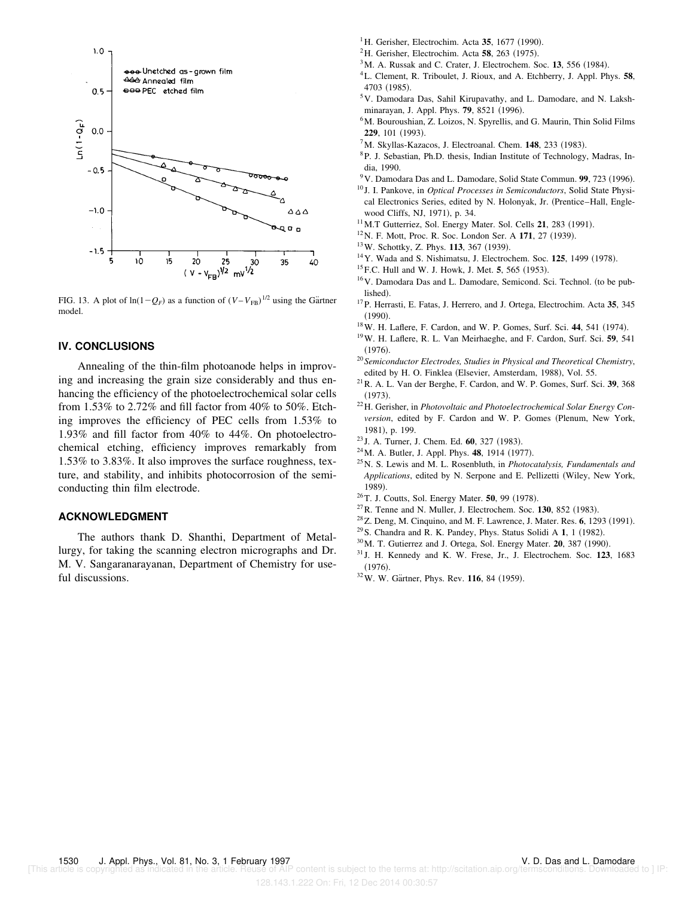1.0

0.5

0.0

-0.5

-1.0

-1.5

5 10 15 20 25 30 35 40

Unetched as-grown film

Annealed film

PEC etched film

Ln (1 - Q_F)

( V - V_FB)^1/2 mV^1/2

FIG. 13. A plot of $\ln(1-Q_F)$ as a function of $(V-V_{FB})^{1/2}$ using the Gärtner model.

## IV. CONCLUSIONS

Annealing of the thin-film photoanode helps in improving and increasing the grain size considerably and thus enhancing the efficiency of the photoelectrochemical solar cells from 1.53% to 2.72% and fill factor from 40% to 50%. Etching improves the efficiency of PEC cells from 1.53% to 1.93% and fill factor from 40% to 44%. On photoelectrochemical etching, efficiency improves remarkably from 1.53% to 3.83%. It also improves the surface roughness, texture, and stability, and inhibits photocorrosion of the semiconducting thin film electrode.

## ACKNOWLEDGMENT

The authors thank D. Shanthi, Department of Metallurgy, for taking the scanning electron micrographs and Dr. M. V. Sangaranarayanan, Department of Chemistry for useful discussions.

[1] H. Gerisher, Electrochim. Acta **35**, 1677 (1990).
[2] H. Gerisher, Electrochim. Acta **58**, 263 (1975).
[3] M. A. Russak and C. Crater, J. Electrochem. Soc. **13**, 556 (1984).
[4] L. Clement, R. Triboulet, J. Rioux, and A. Etchberry, J. Appl. Phys. **58**, 4703 (1985).
[5] V. Damodara Das, Sahil Kirupavathy, and L. Damodare, and N. Lakshminarayan, J. Appl. Phys. **79**, 8521 (1996).
[6] M. Bouroushian, Z. Loizos, N. Spyrellis, and G. Maurin, Thin Solid Films **229**, 101 (1993).
[7] M. Skyllas-Kazacos, J. Electroanal. Chem. **148**, 233 (1983).
[8] P. J. Sebastian, Ph.D. thesis, Indian Institute of Technology, Madras, India, 1990.
[9] V. Damodara Das and L. Damodare, Solid State Commun. **99**, 723 (1996).
[10] J. I. Pankove, in *Optical Processes in Semiconductors*, Solid State Physical Electronics Series, edited by N. Holonyak, Jr. (Prentice–Hall, Englewood Cliffs, NJ, 1971), p. 34.
[11] M.T Gutterriez, Sol. Energy Mater. Sol. Cells **21**, 283 (1991).
[12] N. F. Mott, Proc. R. Soc. London Ser. A **171**, 27 (1939).
[13] W. Schottky, Z. Phys. **113**, 367 (1939).
[14] Y. Wada and S. Nishimatsu, J. Electrochem. Soc. **125**, 1499 (1978).
[15] F.C. Hull and W. J. Howk, J. Met. **5**, 565 (1953).
[16] V. Damodara Das and L. Damodare, Semicond. Sci. Technol. (to be published).
[17] P. Herrasti, E. Fatas, J. Herrero, and J. Ortega, Electrochim. Acta **35**, 345 (1990).
[18] W. H. Laflere, F. Cardon, and W. P. Gomes, Surf. Sci. **44**, 541 (1974).
[19] W. H. Laflere, R. L. Van Meirhaeghe, and F. Cardon, Surf. Sci. **59**, 541 (1976).
[20] *Semiconductor Electrodes, Studies in Physical and Theoretical Chemistry*, edited by H. O. Finklea (Elsevier, Amsterdam, 1988), Vol. 55.
[21] R. A. L. Van der Berghe, F. Cardon, and W. P. Gomes, Surf. Sci. **39**, 368 (1973).
[22] H. Gerisher, in *Photovoltaic and Photoelectrochemical Solar Energy Conversion*, edited by F. Cardon and W. P. Gomes (Plenum, New York, 1981), p. 199.
[23] J. A. Turner, J. Chem. Ed. **60**, 327 (1983).
[24] M. A. Butler, J. Appl. Phys. **48**, 1914 (1977).
[25] N. S. Lewis and M. L. Rosenbluth, in *Photocatalysis, Fundamentals and Applications*, edited by N. Serpone and E. Pellizetti (Wiley, New York, 1989).
[26] T. J. Coutts, Sol. Energy Mater. **50**, 99 (1978).
[27] R. Tenne and N. Muller, J. Electrochem. Soc. **130**, 852 (1983).
[28] Z. Deng, M. Cinquino, and M. F. Lawrence, J. Mater. Res. **6**, 1293 (1991).
[29] S. Chandra and R. K. Pandey, Phys. Status Solidi A **1**, 1 (1982).
[30] M. T. Gutierrez and J. Ortega, Sol. Energy Mater. **20**, 387 (1990).
[31] J. H. Kennedy and K. W. Frese, Jr., J. Electrochem. Soc. **123**, 1683 (1976).
[32] W. W. Gärtner, Phys. Rev. **116**, 84 (1959).